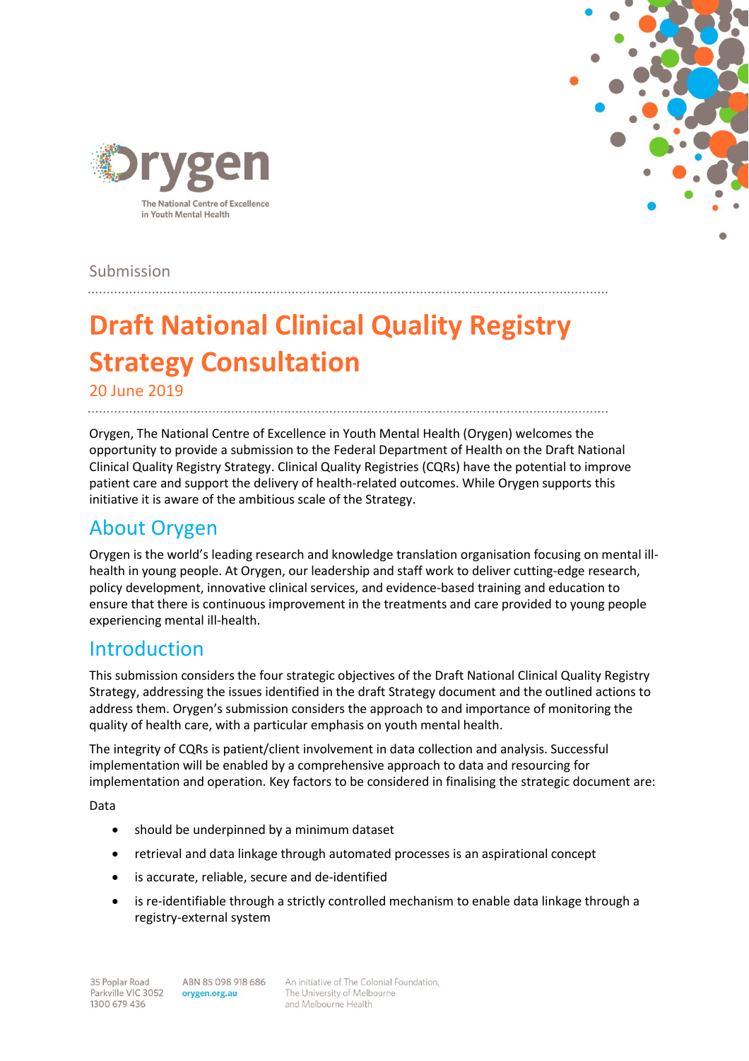Submission

# Draft National Clinical Quality Registry Strategy Consultation

20 June 2019

Orygen, The National Centre of Excellence in Youth Mental Health (Orygen) welcomes the opportunity to provide a submission to the Federal Department of Health on the Draft National Clinical Quality Registry Strategy. Clinical Quality Registries (CQRs) have the potential to improve patient care and support the delivery of health-related outcomes. While Orygen supports this initiative it is aware of the ambitious scale of the Strategy.

## About Orygen

Orygen is the world's leading research and knowledge translation organisation focusing on mental ill-health in young people. At Orygen, our leadership and staff work to deliver cutting-edge research, policy development, innovative clinical services, and evidence-based training and education to ensure that there is continuous improvement in the treatments and care provided to young people experiencing mental ill-health.

## Introduction

This submission considers the four strategic objectives of the Draft National Clinical Quality Registry Strategy, addressing the issues identified in the draft Strategy document and the outlined actions to address them. Orygen's submission considers the approach to and importance of monitoring the quality of health care, with a particular emphasis on youth mental health.

The integrity of CQRs is patient/client involvement in data collection and analysis. Successful implementation will be enabled by a comprehensive approach to data and resourcing for implementation and operation. Key factors to be considered in finalising the strategic document are:

Data

- should be underpinned by a minimum dataset
- retrieval and data linkage through automated processes is an aspirational concept
- is accurate, reliable, secure and de-identified
- is re-identifiable through a strictly controlled mechanism to enable data linkage through a registry-external system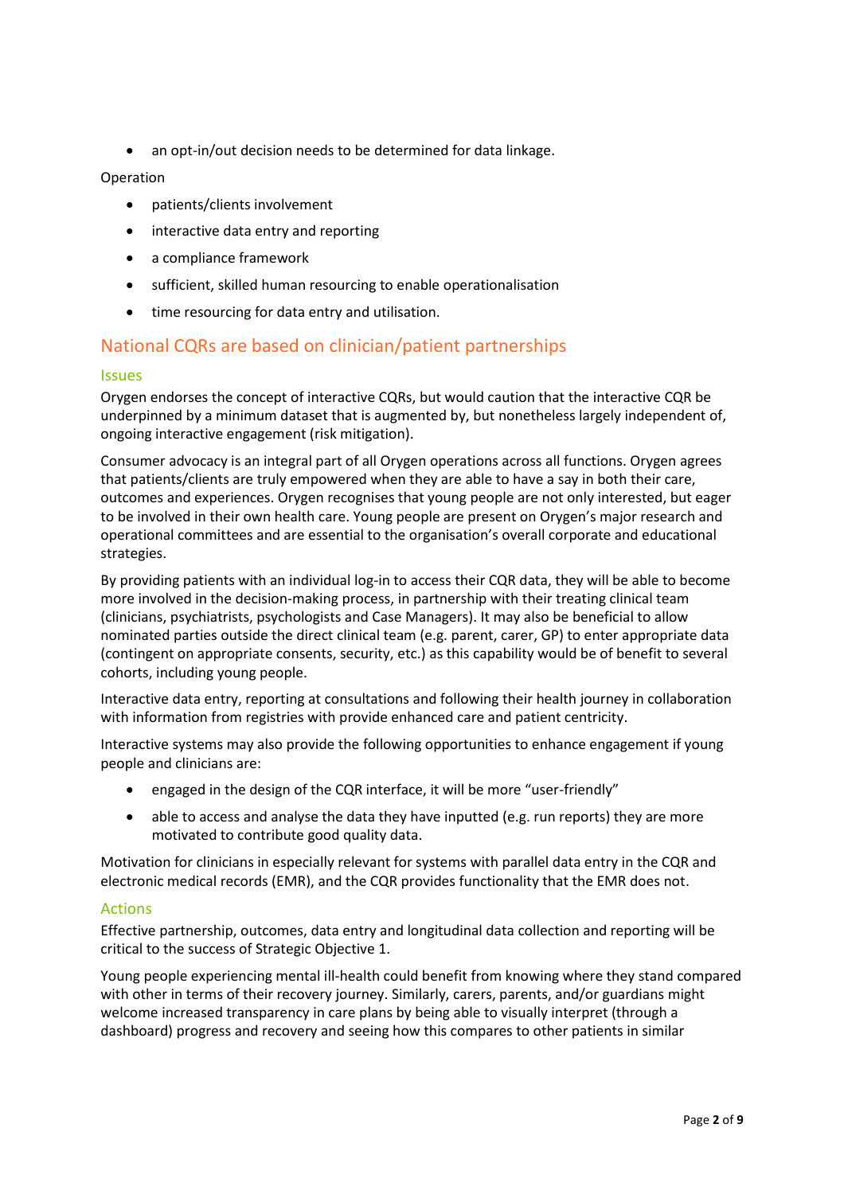- an opt-in/out decision needs to be determined for data linkage.

Operation

- patients/clients involvement
- interactive data entry and reporting
- a compliance framework
- sufficient, skilled human resourcing to enable operationalisation
- time resourcing for data entry and utilisation.

## National CQRs are based on clinician/patient partnerships

### Issues

Orygen endorses the concept of interactive CQRs, but would caution that the interactive CQR be underpinned by a minimum dataset that is augmented by, but nonetheless largely independent of, ongoing interactive engagement (risk mitigation).

Consumer advocacy is an integral part of all Orygen operations across all functions. Orygen agrees that patients/clients are truly empowered when they are able to have a say in both their care, outcomes and experiences. Orygen recognises that young people are not only interested, but eager to be involved in their own health care. Young people are present on Orygen's major research and operational committees and are essential to the organisation's overall corporate and educational strategies.

By providing patients with an individual log-in to access their CQR data, they will be able to become more involved in the decision-making process, in partnership with their treating clinical team (clinicians, psychiatrists, psychologists and Case Managers). It may also be beneficial to allow nominated parties outside the direct clinical team (e.g. parent, carer, GP) to enter appropriate data (contingent on appropriate consents, security, etc.) as this capability would be of benefit to several cohorts, including young people.

Interactive data entry, reporting at consultations and following their health journey in collaboration with information from registries with provide enhanced care and patient centricity.

Interactive systems may also provide the following opportunities to enhance engagement if young people and clinicians are:

- engaged in the design of the CQR interface, it will be more "user-friendly"
- able to access and analyse the data they have inputted (e.g. run reports) they are more motivated to contribute good quality data.

Motivation for clinicians in especially relevant for systems with parallel data entry in the CQR and electronic medical records (EMR), and the CQR provides functionality that the EMR does not.

### Actions

Effective partnership, outcomes, data entry and longitudinal data collection and reporting will be critical to the success of Strategic Objective 1.

Young people experiencing mental ill-health could benefit from knowing where they stand compared with other in terms of their recovery journey. Similarly, carers, parents, and/or guardians might welcome increased transparency in care plans by being able to visually interpret (through a dashboard) progress and recovery and seeing how this compares to other patients in similar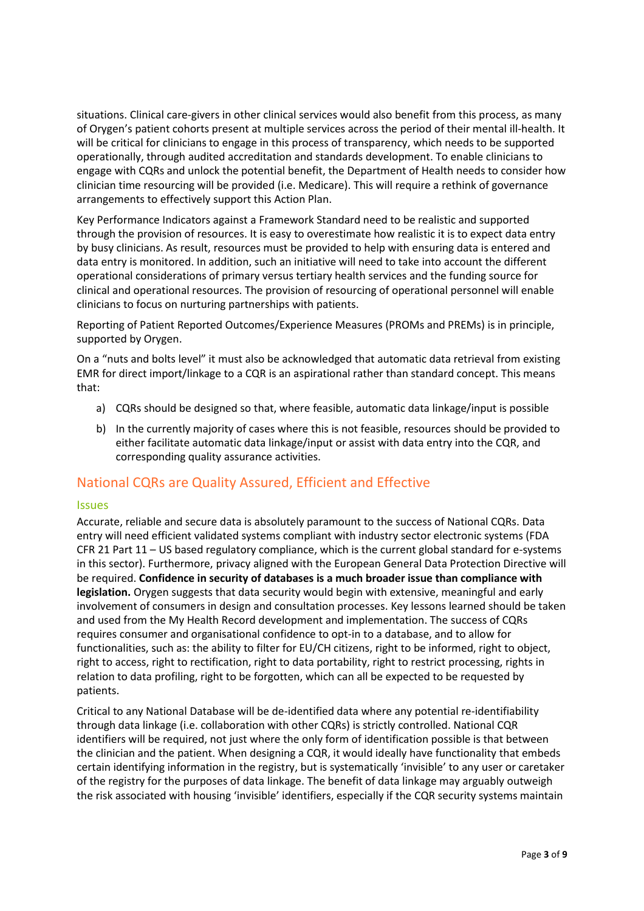situations. Clinical care-givers in other clinical services would also benefit from this process, as many of Orygen's patient cohorts present at multiple services across the period of their mental ill-health. It will be critical for clinicians to engage in this process of transparency, which needs to be supported operationally, through audited accreditation and standards development. To enable clinicians to engage with CQRs and unlock the potential benefit, the Department of Health needs to consider how clinician time resourcing will be provided (i.e. Medicare). This will require a rethink of governance arrangements to effectively support this Action Plan.

Key Performance Indicators against a Framework Standard need to be realistic and supported through the provision of resources. It is easy to overestimate how realistic it is to expect data entry by busy clinicians. As result, resources must be provided to help with ensuring data is entered and data entry is monitored. In addition, such an initiative will need to take into account the different operational considerations of primary versus tertiary health services and the funding source for clinical and operational resources. The provision of resourcing of operational personnel will enable clinicians to focus on nurturing partnerships with patients.

Reporting of Patient Reported Outcomes/Experience Measures (PROMs and PREMs) is in principle, supported by Orygen.

On a "nuts and bolts level" it must also be acknowledged that automatic data retrieval from existing EMR for direct import/linkage to a CQR is an aspirational rather than standard concept. This means that:

a) CQRs should be designed so that, where feasible, automatic data linkage/input is possible

b) In the currently majority of cases where this is not feasible, resources should be provided to either facilitate automatic data linkage/input or assist with data entry into the CQR, and corresponding quality assurance activities.

## National CQRs are Quality Assured, Efficient and Effective

### Issues

Accurate, reliable and secure data is absolutely paramount to the success of National CQRs. Data entry will need efficient validated systems compliant with industry sector electronic systems (FDA CFR 21 Part 11 – US based regulatory compliance, which is the current global standard for e-systems in this sector). Furthermore, privacy aligned with the European General Data Protection Directive will be required. **Confidence in security of databases is a much broader issue than compliance with legislation.** Orygen suggests that data security would begin with extensive, meaningful and early involvement of consumers in design and consultation processes. Key lessons learned should be taken and used from the My Health Record development and implementation. The success of CQRs requires consumer and organisational confidence to opt-in to a database, and to allow for functionalities, such as: the ability to filter for EU/CH citizens, right to be informed, right to object, right to access, right to rectification, right to data portability, right to restrict processing, rights in relation to data profiling, right to be forgotten, which can all be expected to be requested by patients.

Critical to any National Database will be de-identified data where any potential re-identifiability through data linkage (i.e. collaboration with other CQRs) is strictly controlled. National CQR identifiers will be required, not just where the only form of identification possible is that between the clinician and the patient. When designing a CQR, it would ideally have functionality that embeds certain identifying information in the registry, but is systematically 'invisible' to any user or caretaker of the registry for the purposes of data linkage. The benefit of data linkage may arguably outweigh the risk associated with housing 'invisible' identifiers, especially if the CQR security systems maintain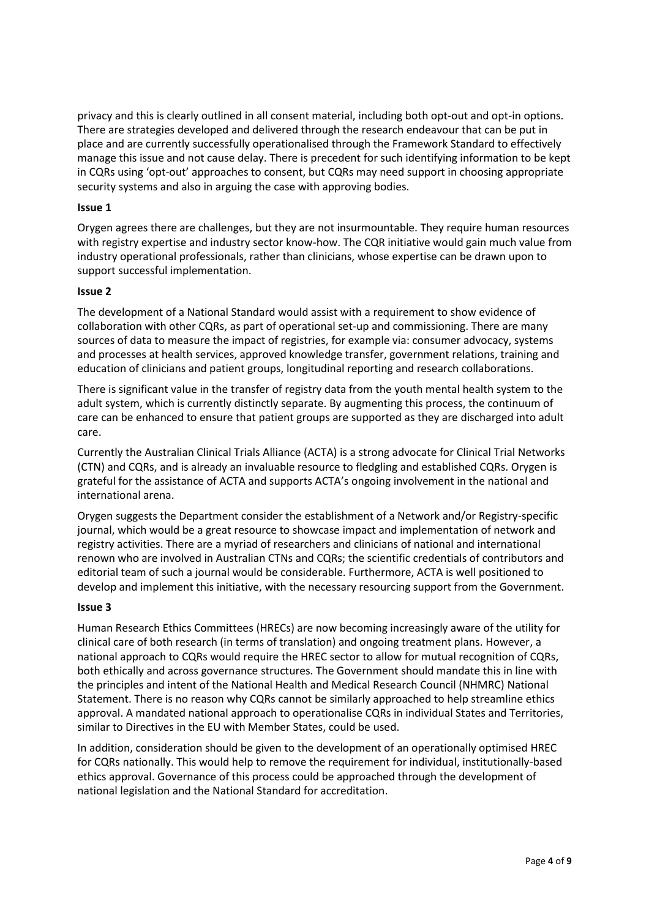privacy and this is clearly outlined in all consent material, including both opt-out and opt-in options. There are strategies developed and delivered through the research endeavour that can be put in place and are currently successfully operationalised through the Framework Standard to effectively manage this issue and not cause delay. There is precedent for such identifying information to be kept in CQRs using 'opt-out' approaches to consent, but CQRs may need support in choosing appropriate security systems and also in arguing the case with approving bodies.

**Issue 1**

Orygen agrees there are challenges, but they are not insurmountable. They require human resources with registry expertise and industry sector know-how. The CQR initiative would gain much value from industry operational professionals, rather than clinicians, whose expertise can be drawn upon to support successful implementation.

**Issue 2**

The development of a National Standard would assist with a requirement to show evidence of collaboration with other CQRs, as part of operational set-up and commissioning. There are many sources of data to measure the impact of registries, for example via: consumer advocacy, systems and processes at health services, approved knowledge transfer, government relations, training and education of clinicians and patient groups, longitudinal reporting and research collaborations.

There is significant value in the transfer of registry data from the youth mental health system to the adult system, which is currently distinctly separate. By augmenting this process, the continuum of care can be enhanced to ensure that patient groups are supported as they are discharged into adult care.

Currently the Australian Clinical Trials Alliance (ACTA) is a strong advocate for Clinical Trial Networks (CTN) and CQRs, and is already an invaluable resource to fledgling and established CQRs. Orygen is grateful for the assistance of ACTA and supports ACTA's ongoing involvement in the national and international arena.

Orygen suggests the Department consider the establishment of a Network and/or Registry-specific journal, which would be a great resource to showcase impact and implementation of network and registry activities. There are a myriad of researchers and clinicians of national and international renown who are involved in Australian CTNs and CQRs; the scientific credentials of contributors and editorial team of such a journal would be considerable. Furthermore, ACTA is well positioned to develop and implement this initiative, with the necessary resourcing support from the Government.

**Issue 3**

Human Research Ethics Committees (HRECs) are now becoming increasingly aware of the utility for clinical care of both research (in terms of translation) and ongoing treatment plans. However, a national approach to CQRs would require the HREC sector to allow for mutual recognition of CQRs, both ethically and across governance structures. The Government should mandate this in line with the principles and intent of the National Health and Medical Research Council (NHMRC) National Statement. There is no reason why CQRs cannot be similarly approached to help streamline ethics approval. A mandated national approach to operationalise CQRs in individual States and Territories, similar to Directives in the EU with Member States, could be used.

In addition, consideration should be given to the development of an operationally optimised HREC for CQRs nationally. This would help to remove the requirement for individual, institutionally-based ethics approval. Governance of this process could be approached through the development of national legislation and the National Standard for accreditation.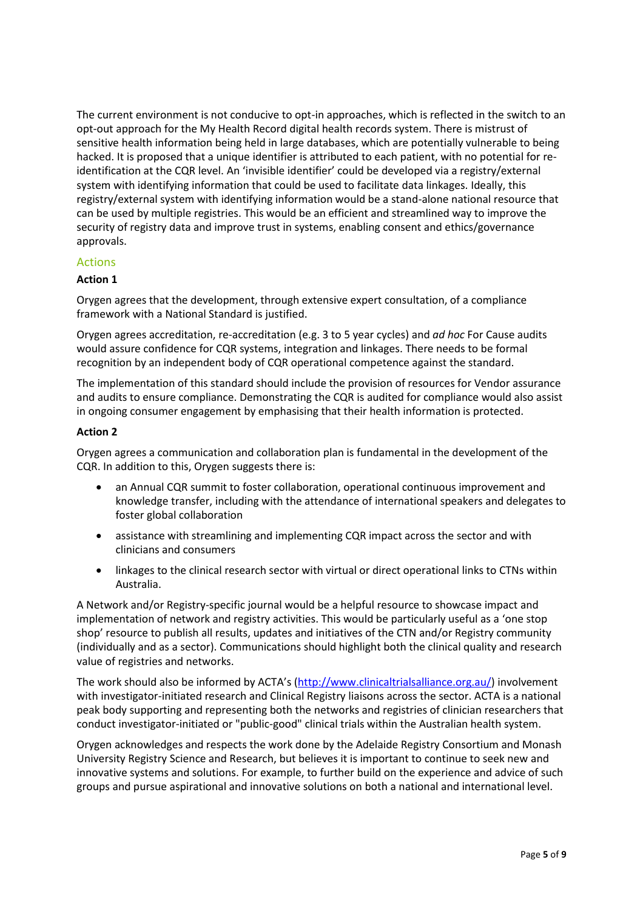The current environment is not conducive to opt-in approaches, which is reflected in the switch to an opt-out approach for the My Health Record digital health records system. There is mistrust of sensitive health information being held in large databases, which are potentially vulnerable to being hacked. It is proposed that a unique identifier is attributed to each patient, with no potential for re-identification at the CQR level. An 'invisible identifier' could be developed via a registry/external system with identifying information that could be used to facilitate data linkages. Ideally, this registry/external system with identifying information would be a stand-alone national resource that can be used by multiple registries. This would be an efficient and streamlined way to improve the security of registry data and improve trust in systems, enabling consent and ethics/governance approvals.

## Actions

### Action 1

Orygen agrees that the development, through extensive expert consultation, of a compliance framework with a National Standard is justified.

Orygen agrees accreditation, re-accreditation (e.g. 3 to 5 year cycles) and *ad hoc* For Cause audits would assure confidence for CQR systems, integration and linkages. There needs to be formal recognition by an independent body of CQR operational competence against the standard.

The implementation of this standard should include the provision of resources for Vendor assurance and audits to ensure compliance. Demonstrating the CQR is audited for compliance would also assist in ongoing consumer engagement by emphasising that their health information is protected.

### Action 2

Orygen agrees a communication and collaboration plan is fundamental in the development of the CQR. In addition to this, Orygen suggests there is:

- an Annual CQR summit to foster collaboration, operational continuous improvement and knowledge transfer, including with the attendance of international speakers and delegates to foster global collaboration
- assistance with streamlining and implementing CQR impact across the sector and with clinicians and consumers
- linkages to the clinical research sector with virtual or direct operational links to CTNs within Australia.

A Network and/or Registry-specific journal would be a helpful resource to showcase impact and implementation of network and registry activities. This would be particularly useful as a 'one stop shop' resource to publish all results, updates and initiatives of the CTN and/or Registry community (individually and as a sector). Communications should highlight both the clinical quality and research value of registries and networks.

The work should also be informed by ACTA's (http://www.clinicaltrialsalliance.org.au/) involvement with investigator-initiated research and Clinical Registry liaisons across the sector. ACTA is a national peak body supporting and representing both the networks and registries of clinician researchers that conduct investigator-initiated or "public-good" clinical trials within the Australian health system.

Orygen acknowledges and respects the work done by the Adelaide Registry Consortium and Monash University Registry Science and Research, but believes it is important to continue to seek new and innovative systems and solutions. For example, to further build on the experience and advice of such groups and pursue aspirational and innovative solutions on both a national and international level.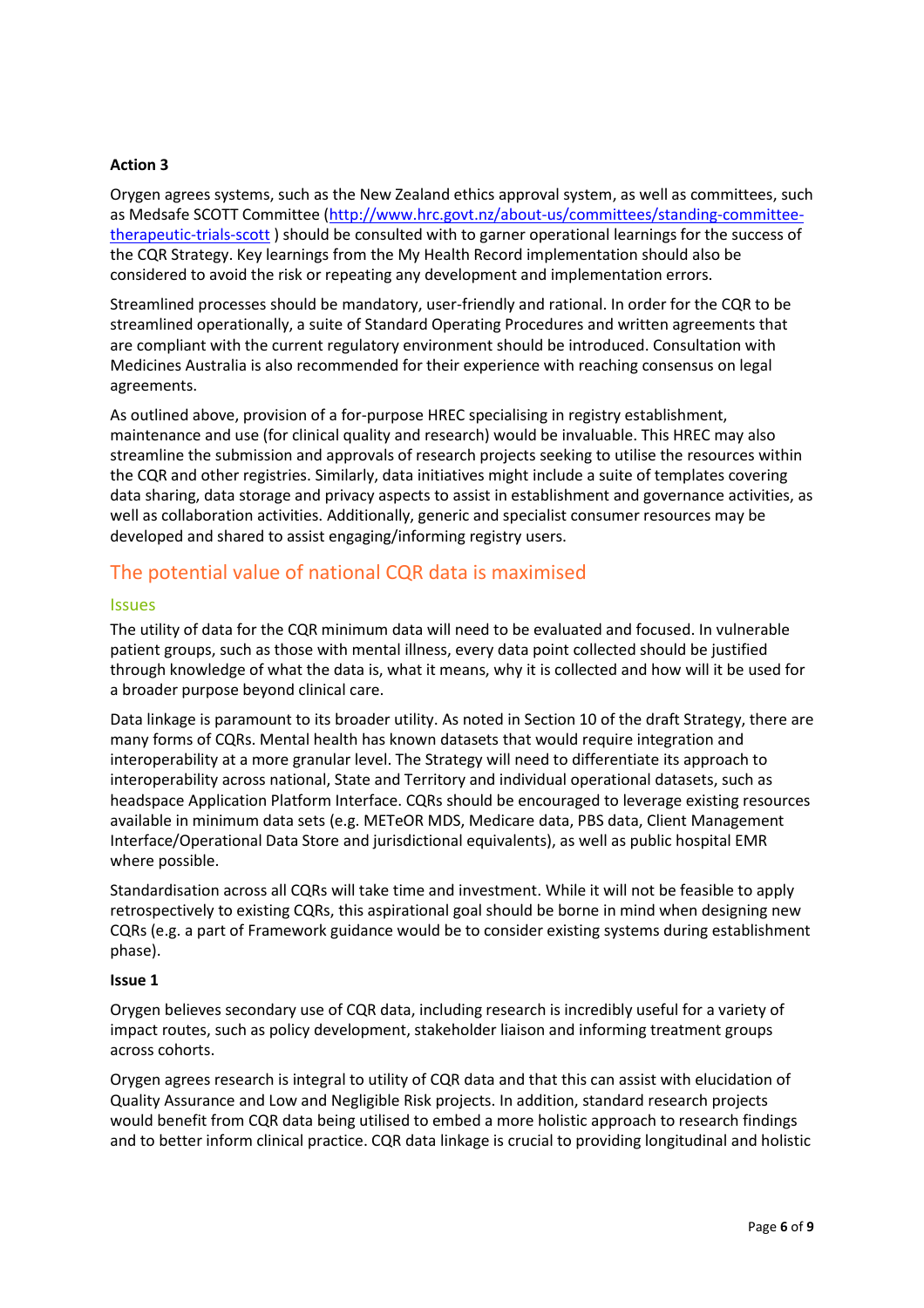**Action 3**

Orygen agrees systems, such as the New Zealand ethics approval system, as well as committees, such as Medsafe SCOTT Committee (http://www.hrc.govt.nz/about-us/committees/standing-committee-therapeutic-trials-scott ) should be consulted with to garner operational learnings for the success of the CQR Strategy. Key learnings from the My Health Record implementation should also be considered to avoid the risk or repeating any development and implementation errors.

Streamlined processes should be mandatory, user-friendly and rational. In order for the CQR to be streamlined operationally, a suite of Standard Operating Procedures and written agreements that are compliant with the current regulatory environment should be introduced. Consultation with Medicines Australia is also recommended for their experience with reaching consensus on legal agreements.

As outlined above, provision of a for-purpose HREC specialising in registry establishment, maintenance and use (for clinical quality and research) would be invaluable. This HREC may also streamline the submission and approvals of research projects seeking to utilise the resources within the CQR and other registries. Similarly, data initiatives might include a suite of templates covering data sharing, data storage and privacy aspects to assist in establishment and governance activities, as well as collaboration activities. Additionally, generic and specialist consumer resources may be developed and shared to assist engaging/informing registry users.

## The potential value of national CQR data is maximised

### Issues

The utility of data for the CQR minimum data will need to be evaluated and focused. In vulnerable patient groups, such as those with mental illness, every data point collected should be justified through knowledge of what the data is, what it means, why it is collected and how will it be used for a broader purpose beyond clinical care.

Data linkage is paramount to its broader utility. As noted in Section 10 of the draft Strategy, there are many forms of CQRs. Mental health has known datasets that would require integration and interoperability at a more granular level. The Strategy will need to differentiate its approach to interoperability across national, State and Territory and individual operational datasets, such as headspace Application Platform Interface. CQRs should be encouraged to leverage existing resources available in minimum data sets (e.g. METeOR MDS, Medicare data, PBS data, Client Management Interface/Operational Data Store and jurisdictional equivalents), as well as public hospital EMR where possible.

Standardisation across all CQRs will take time and investment. While it will not be feasible to apply retrospectively to existing CQRs, this aspirational goal should be borne in mind when designing new CQRs (e.g. a part of Framework guidance would be to consider existing systems during establishment phase).

**Issue 1**

Orygen believes secondary use of CQR data, including research is incredibly useful for a variety of impact routes, such as policy development, stakeholder liaison and informing treatment groups across cohorts.

Orygen agrees research is integral to utility of CQR data and that this can assist with elucidation of Quality Assurance and Low and Negligible Risk projects. In addition, standard research projects would benefit from CQR data being utilised to embed a more holistic approach to research findings and to better inform clinical practice. CQR data linkage is crucial to providing longitudinal and holistic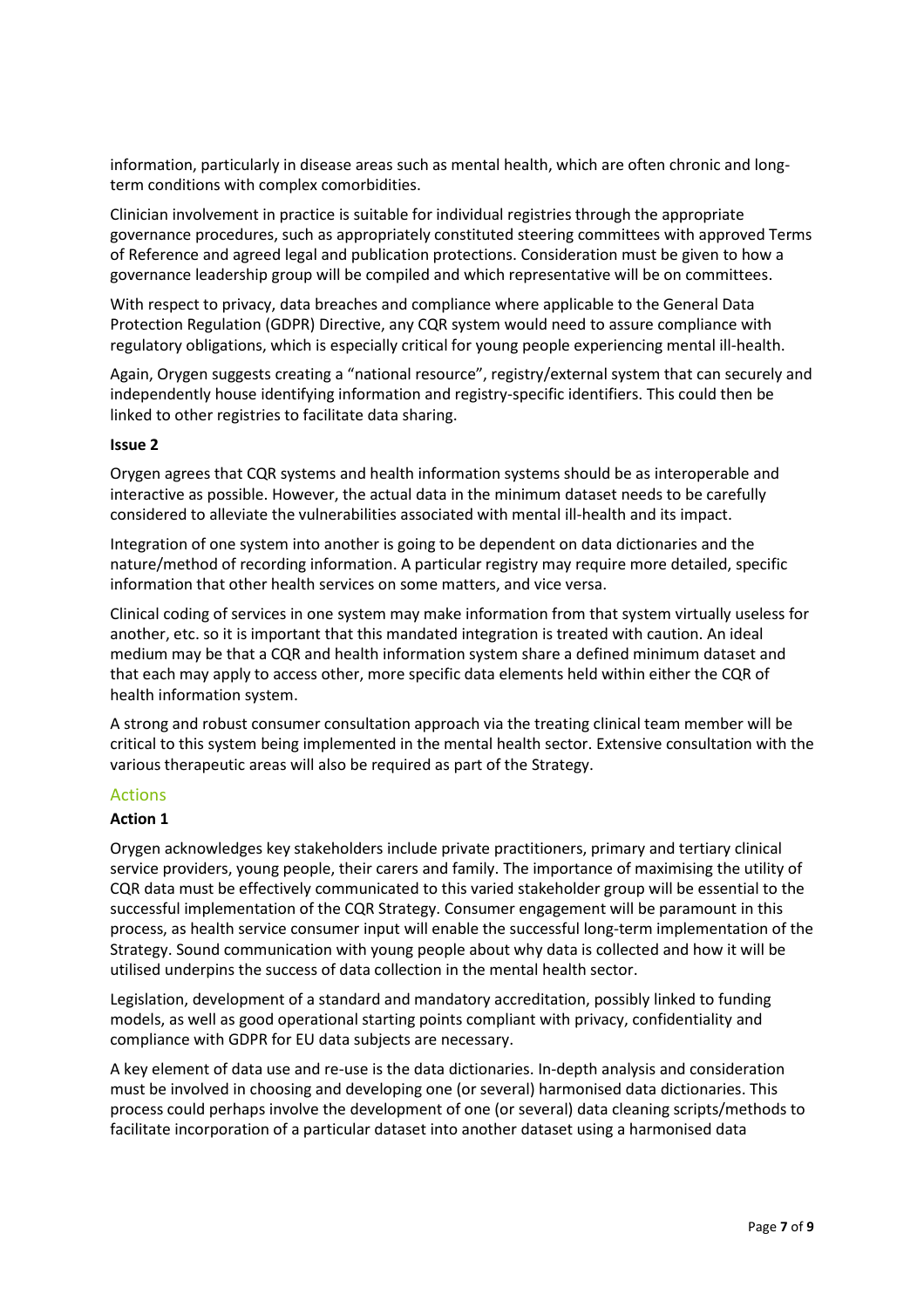information, particularly in disease areas such as mental health, which are often chronic and long-term conditions with complex comorbidities.

Clinician involvement in practice is suitable for individual registries through the appropriate governance procedures, such as appropriately constituted steering committees with approved Terms of Reference and agreed legal and publication protections. Consideration must be given to how a governance leadership group will be compiled and which representative will be on committees.

With respect to privacy, data breaches and compliance where applicable to the General Data Protection Regulation (GDPR) Directive, any CQR system would need to assure compliance with regulatory obligations, which is especially critical for young people experiencing mental ill-health.

Again, Orygen suggests creating a "national resource", registry/external system that can securely and independently house identifying information and registry-specific identifiers. This could then be linked to other registries to facilitate data sharing.

**Issue 2**

Orygen agrees that CQR systems and health information systems should be as interoperable and interactive as possible. However, the actual data in the minimum dataset needs to be carefully considered to alleviate the vulnerabilities associated with mental ill-health and its impact.

Integration of one system into another is going to be dependent on data dictionaries and the nature/method of recording information. A particular registry may require more detailed, specific information that other health services on some matters, and vice versa.

Clinical coding of services in one system may make information from that system virtually useless for another, etc. so it is important that this mandated integration is treated with caution. An ideal medium may be that a CQR and health information system share a defined minimum dataset and that each may apply to access other, more specific data elements held within either the CQR of health information system.

A strong and robust consumer consultation approach via the treating clinical team member will be critical to this system being implemented in the mental health sector. Extensive consultation with the various therapeutic areas will also be required as part of the Strategy.

## Actions

**Action 1**

Orygen acknowledges key stakeholders include private practitioners, primary and tertiary clinical service providers, young people, their carers and family. The importance of maximising the utility of CQR data must be effectively communicated to this varied stakeholder group will be essential to the successful implementation of the CQR Strategy. Consumer engagement will be paramount in this process, as health service consumer input will enable the successful long-term implementation of the Strategy. Sound communication with young people about why data is collected and how it will be utilised underpins the success of data collection in the mental health sector.

Legislation, development of a standard and mandatory accreditation, possibly linked to funding models, as well as good operational starting points compliant with privacy, confidentiality and compliance with GDPR for EU data subjects are necessary.

A key element of data use and re-use is the data dictionaries. In-depth analysis and consideration must be involved in choosing and developing one (or several) harmonised data dictionaries. This process could perhaps involve the development of one (or several) data cleaning scripts/methods to facilitate incorporation of a particular dataset into another dataset using a harmonised data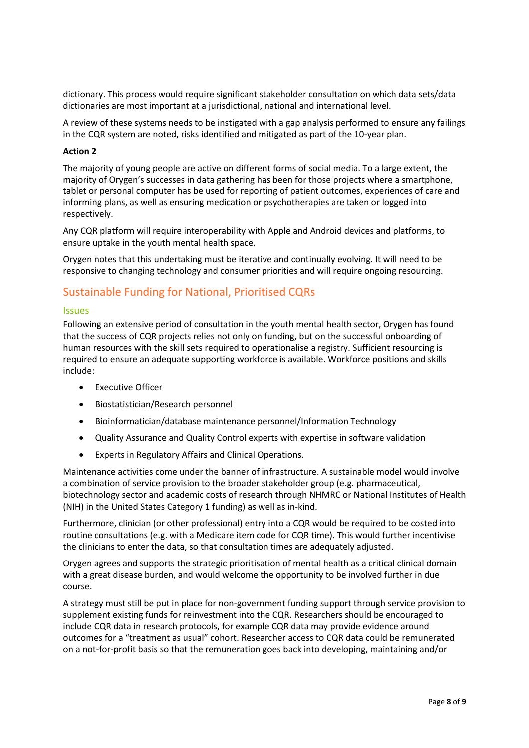dictionary. This process would require significant stakeholder consultation on which data sets/data dictionaries are most important at a jurisdictional, national and international level.

A review of these systems needs to be instigated with a gap analysis performed to ensure any failings in the CQR system are noted, risks identified and mitigated as part of the 10-year plan.

**Action 2**

The majority of young people are active on different forms of social media. To a large extent, the majority of Orygen's successes in data gathering has been for those projects where a smartphone, tablet or personal computer has be used for reporting of patient outcomes, experiences of care and informing plans, as well as ensuring medication or psychotherapies are taken or logged into respectively.

Any CQR platform will require interoperability with Apple and Android devices and platforms, to ensure uptake in the youth mental health space.

Orygen notes that this undertaking must be iterative and continually evolving. It will need to be responsive to changing technology and consumer priorities and will require ongoing resourcing.

## Sustainable Funding for National, Prioritised CQRs

### Issues

Following an extensive period of consultation in the youth mental health sector, Orygen has found that the success of CQR projects relies not only on funding, but on the successful onboarding of human resources with the skill sets required to operationalise a registry. Sufficient resourcing is required to ensure an adequate supporting workforce is available. Workforce positions and skills include:

- Executive Officer
- Biostatistician/Research personnel
- Bioinformatician/database maintenance personnel/Information Technology
- Quality Assurance and Quality Control experts with expertise in software validation
- Experts in Regulatory Affairs and Clinical Operations.

Maintenance activities come under the banner of infrastructure. A sustainable model would involve a combination of service provision to the broader stakeholder group (e.g. pharmaceutical, biotechnology sector and academic costs of research through NHMRC or National Institutes of Health (NIH) in the United States Category 1 funding) as well as in-kind.

Furthermore, clinician (or other professional) entry into a CQR would be required to be costed into routine consultations (e.g. with a Medicare item code for CQR time). This would further incentivise the clinicians to enter the data, so that consultation times are adequately adjusted.

Orygen agrees and supports the strategic prioritisation of mental health as a critical clinical domain with a great disease burden, and would welcome the opportunity to be involved further in due course.

A strategy must still be put in place for non-government funding support through service provision to supplement existing funds for reinvestment into the CQR. Researchers should be encouraged to include CQR data in research protocols, for example CQR data may provide evidence around outcomes for a "treatment as usual" cohort. Researcher access to CQR data could be remunerated on a not-for-profit basis so that the remuneration goes back into developing, maintaining and/or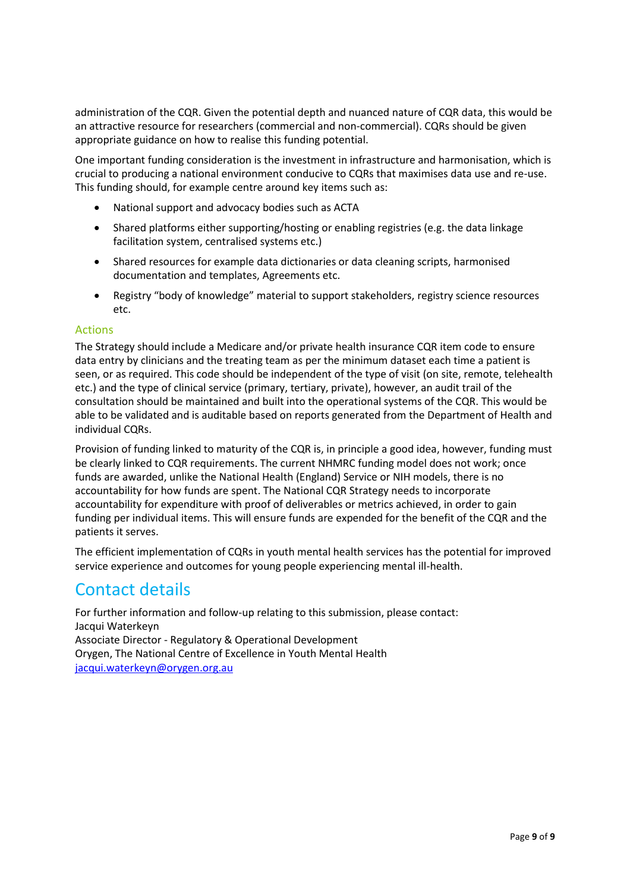administration of the CQR. Given the potential depth and nuanced nature of CQR data, this would be an attractive resource for researchers (commercial and non-commercial). CQRs should be given appropriate guidance on how to realise this funding potential.

One important funding consideration is the investment in infrastructure and harmonisation, which is crucial to producing a national environment conducive to CQRs that maximises data use and re-use. This funding should, for example centre around key items such as:

- National support and advocacy bodies such as ACTA
- Shared platforms either supporting/hosting or enabling registries (e.g. the data linkage facilitation system, centralised systems etc.)
- Shared resources for example data dictionaries or data cleaning scripts, harmonised documentation and templates, Agreements etc.
- Registry "body of knowledge" material to support stakeholders, registry science resources etc.

### Actions

The Strategy should include a Medicare and/or private health insurance CQR item code to ensure data entry by clinicians and the treating team as per the minimum dataset each time a patient is seen, or as required. This code should be independent of the type of visit (on site, remote, telehealth etc.) and the type of clinical service (primary, tertiary, private), however, an audit trail of the consultation should be maintained and built into the operational systems of the CQR. This would be able to be validated and is auditable based on reports generated from the Department of Health and individual CQRs.

Provision of funding linked to maturity of the CQR is, in principle a good idea, however, funding must be clearly linked to CQR requirements. The current NHMRC funding model does not work; once funds are awarded, unlike the National Health (England) Service or NIH models, there is no accountability for how funds are spent. The National CQR Strategy needs to incorporate accountability for expenditure with proof of deliverables or metrics achieved, in order to gain funding per individual items. This will ensure funds are expended for the benefit of the CQR and the patients it serves.

The efficient implementation of CQRs in youth mental health services has the potential for improved service experience and outcomes for young people experiencing mental ill-health.

## Contact details

For further information and follow-up relating to this submission, please contact:
Jacqui Waterkeyn
Associate Director - Regulatory & Operational Development
Orygen, The National Centre of Excellence in Youth Mental Health
jacqui.waterkeyn@orygen.org.au